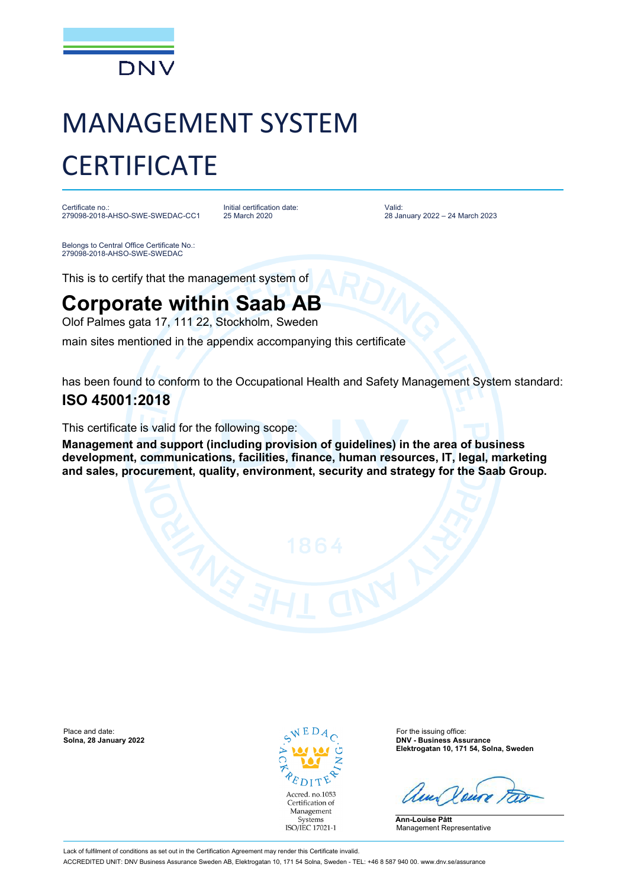DNV

# MANAGEMENT SYSTEM CERTIFICATE

Certificate no.:
279098-2018-AHSO-SWE-SWEDAC-CC1

Initial certification date:
25 March 2020

Valid:
28 January 2022 – 24 March 2023

Belongs to Central Office Certificate No.:
279098-2018-AHSO-SWE-SWEDAC

This is to certify that the management system of

## Corporate within Saab AB

Olof Palmes gata 17, 111 22, Stockholm, Sweden

main sites mentioned in the appendix accompanying this certificate

has been found to conform to the Occupational Health and Safety Management System standard:

**ISO 45001:2018**

This certificate is valid for the following scope:

**Management and support (including provision of guidelines) in the area of business development, communications, facilities, finance, human resources, IT, legal, marketing and sales, procurement, quality, environment, security and strategy for the Saab Group.**

Place and date:
**Solna, 28 January 2022**

SWEDAC ACKREDITERING
Accred. no.1053
Certification of Management Systems
ISO/IEC 17021-1

For the issuing office:
**DNV - Business Assurance**
**Elektrogatan 10, 171 54, Solna, Sweden**

**Ann-Louise Pått**
Management Representative

Lack of fulfilment of conditions as set out in the Certification Agreement may render this Certificate invalid.

ACCREDITED UNIT: DNV Business Assurance Sweden AB, Elektrogatan 10, 171 54 Solna, Sweden - TEL: +46 8 587 940 00. www.dnv.se/assurance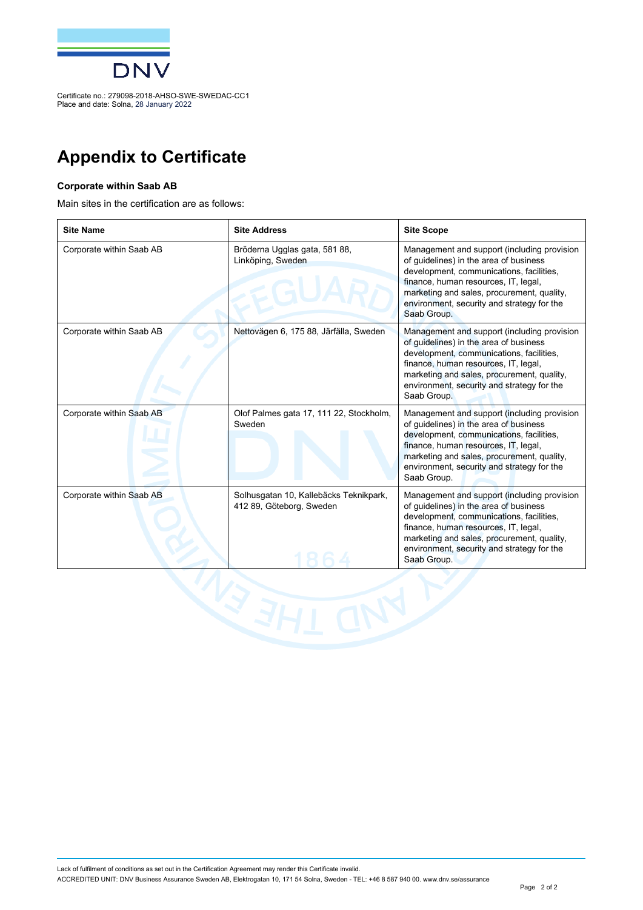Certificate no.: 279098-2018-AHSO-SWE-SWEDAC-CC1
Place and date: Solna, 28 January 2022

# Appendix to Certificate

### Corporate within Saab AB

Main sites in the certification are as follows:

| Site Name | Site Address | Site Scope |
|---|---|---|
| Corporate within Saab AB | Bröderna Ugglas gata, 581 88, Linköping, Sweden | Management and support (including provision of guidelines) in the area of business development, communications, facilities, finance, human resources, IT, legal, marketing and sales, procurement, quality, environment, security and strategy for the Saab Group. |
| Corporate within Saab AB | Nettovägen 6, 175 88, Järfälla, Sweden | Management and support (including provision of guidelines) in the area of business development, communications, facilities, finance, human resources, IT, legal, marketing and sales, procurement, quality, environment, security and strategy for the Saab Group. |
| Corporate within Saab AB | Olof Palmes gata 17, 111 22, Stockholm, Sweden | Management and support (including provision of guidelines) in the area of business development, communications, facilities, finance, human resources, IT, legal, marketing and sales, procurement, quality, environment, security and strategy for the Saab Group. |
| Corporate within Saab AB | Solhusgatan 10, Kallebäcks Teknikpark, 412 89, Göteborg, Sweden | Management and support (including provision of guidelines) in the area of business development, communications, facilities, finance, human resources, IT, legal, marketing and sales, procurement, quality, environment, security and strategy for the Saab Group. |

Lack of fulfilment of conditions as set out in the Certification Agreement may render this Certificate invalid.
ACCREDITED UNIT: DNV Business Assurance Sweden AB, Elektrogatan 10, 171 54 Solna, Sweden - TEL: +46 8 587 940 00. www.dnv.se/assurance